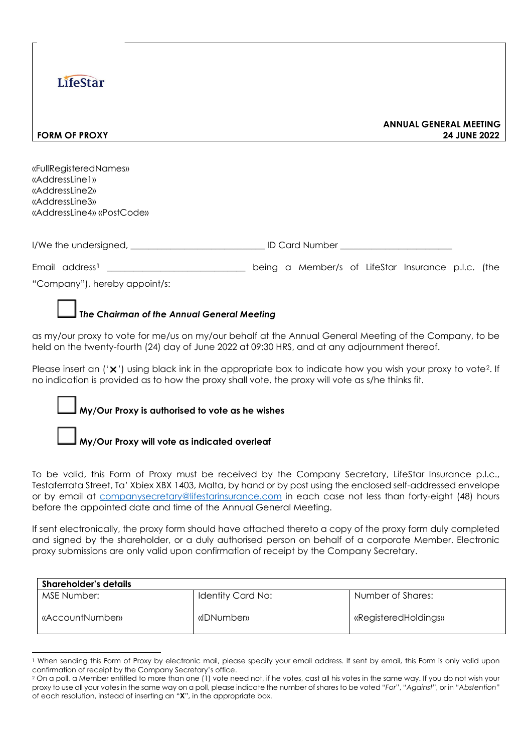LifeStar

**FORM OF PROXY**

**ANNUAL GENERAL MEETING**
**24 JUNE 2022**

«FullRegisteredNames»
«AddressLine1»
«AddressLine2»
«AddressLine3»
«AddressLine4» «PostCode»

I/We the undersigned, ____________________________ ID Card Number ________________________

Email address[1] ______________________________ being a Member/s of LifeStar Insurance p.l.c. (the "Company"), hereby appoint/s:

☐ ***The Chairman of the Annual General Meeting***

as my/our proxy to vote for me/us on my/our behalf at the Annual General Meeting of the Company, to be held on the twenty-fourth (24) day of June 2022 at 09:30 HRS, and at any adjournment thereof.

Please insert an ('**X**') using black ink in the appropriate box to indicate how you wish your proxy to vote[2]. If no indication is provided as to how the proxy shall vote, the proxy will vote as s/he thinks fit.

☐ **My/Our Proxy is authorised to vote as he wishes**

☐ **My/Our Proxy will vote as indicated overleaf**

To be valid, this Form of Proxy must be received by the Company Secretary, LifeStar Insurance p.l.c., Testaferrata Street, Ta' Xbiex XBX 1403, Malta, by hand or by post using the enclosed self-addressed envelope or by email at companysecretary@lifestarinsurance.com in each case not less than forty-eight (48) hours before the appointed date and time of the Annual General Meeting.

If sent electronically, the proxy form should have attached thereto a copy of the proxy form duly completed and signed by the shareholder, or a duly authorised person on behalf of a corporate Member. Electronic proxy submissions are only valid upon confirmation of receipt by the Company Secretary.

| **Shareholder's details** | | |
|---|---|---|
| MSE Number: | Identity Card No: | Number of Shares: |
| «AccountNumber» | «IDNumber» | «RegisteredHoldings» |

[1] When sending this Form of Proxy by electronic mail, please specify your email address. If sent by email, this Form is only valid upon confirmation of receipt by the Company Secretary's office.

[2] On a poll, a Member entitled to more than one (1) vote need not, if he votes, cast all his votes in the same way. If you do not wish your proxy to use all your votes in the same way on a poll, please indicate the number of shares to be voted "*For*", "*Against*", or in "*Abstention*" of each resolution, instead of inserting an "**X**", in the appropriate box.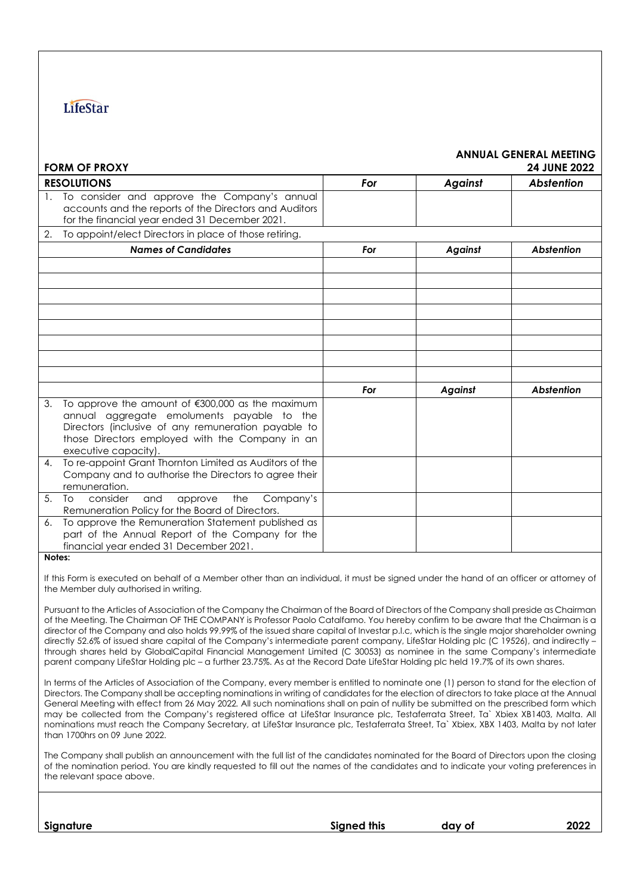LifeStar

**FORM OF PROXY**

**ANNUAL GENERAL MEETING**
**24 JUNE 2022**

| **RESOLUTIONS** | ***For*** | ***Against*** | ***Abstention*** |
|---|---|---|---|
| 1. To consider and approve the Company's annual accounts and the reports of the Directors and Auditors for the financial year ended 31 December 2021. | | | |
| 2. To appoint/elect Directors in place of those retiring. | | | |
| ***Names of Candidates*** | ***For*** | ***Against*** | ***Abstention*** |
| | | | |
| | | | |
| | | | |
| | | | |
| | | | |
| | | | |
| | | | |
| | | | |
| | ***For*** | ***Against*** | ***Abstention*** |
| 3. To approve the amount of €300,000 as the maximum annual aggregate emoluments payable to the Directors (inclusive of any remuneration payable to those Directors employed with the Company in an executive capacity). | | | |
| 4. To re-appoint Grant Thornton Limited as Auditors of the Company and to authorise the Directors to agree their remuneration. | | | |
| 5. To consider and approve the Company's Remuneration Policy for the Board of Directors. | | | |
| 6. To approve the Remuneration Statement published as part of the Annual Report of the Company for the financial year ended 31 December 2021. | | | |

**Notes:**

If this Form is executed on behalf of a Member other than an individual, it must be signed under the hand of an officer or attorney of the Member duly authorised in writing.

Pursuant to the Articles of Association of the Company the Chairman of the Board of Directors of the Company shall preside as Chairman of the Meeting. The Chairman OF THE COMPANY is Professor Paolo Catalfamo. You hereby confirm to be aware that the Chairman is a director of the Company and also holds 99.99% of the issued share capital of Investar p.l.c, which is the single major shareholder owning directly 52.6% of issued share capital of the Company's intermediate parent company, LifeStar Holding plc (C 19526), and indirectly – through shares held by GlobalCapital Financial Management Limited (C 30053) as nominee in the same Company's intermediate parent company LifeStar Holding plc – a further 23.75%. As at the Record Date LifeStar Holding plc held 19.7% of its own shares.

In terms of the Articles of Association of the Company, every member is entitled to nominate one (1) person to stand for the election of Directors. The Company shall be accepting nominations in writing of candidates for the election of directors to take place at the Annual General Meeting with effect from 26 May 2022. All such nominations shall on pain of nullity be submitted on the prescribed form which may be collected from the Company's registered office at LifeStar Insurance plc, Testaferrata Street, Ta` Xbiex XB1403, Malta. All nominations must reach the Company Secretary, at LifeStar Insurance plc, Testaferrata Street, Ta` Xbiex, XBX 1403, Malta by not later than 1700hrs on 09 June 2022.

The Company shall publish an announcement with the full list of the candidates nominated for the Board of Directors upon the closing of the nomination period. You are kindly requested to fill out the names of the candidates and to indicate your voting preferences in the relevant space above.

**Signature** **Signed this** **day of** **2022**